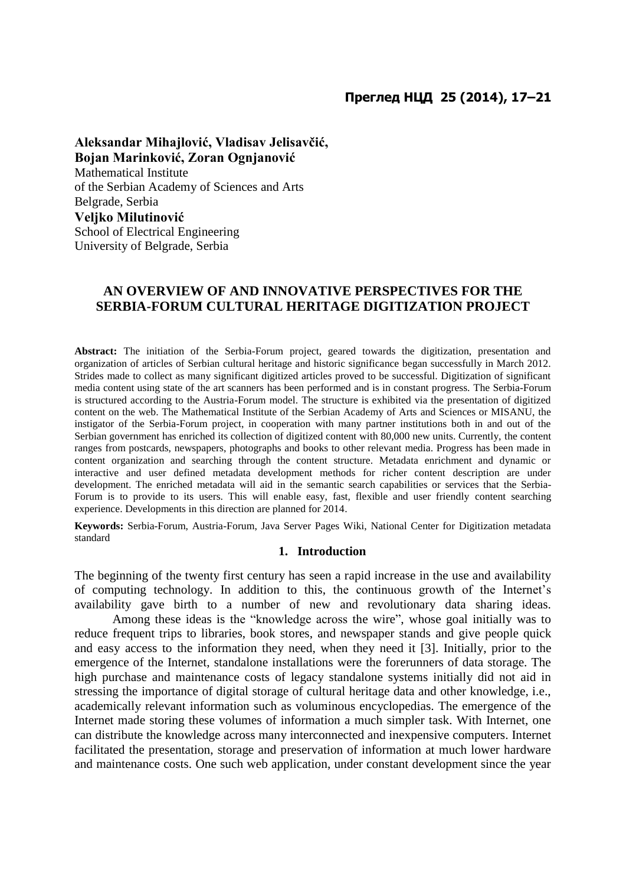**Aleksandar Mihajlović, Vladisav Jelisavčić,**
**Bojan Marinković, Zoran Ognjanović**
Mathematical Institute
of the Serbian Academy of Sciences and Arts
Belgrade, Serbia
**Veljko Milutinović**
School of Electrical Engineering
University of Belgrade, Serbia

# AN OVERVIEW OF AND INNOVATIVE PERSPECTIVES FOR THE SERBIA-FORUM CULTURAL HERITAGE DIGITIZATION PROJECT

**Abstract:** The initiation of the Serbia-Forum project, geared towards the digitization, presentation and organization of articles of Serbian cultural heritage and historic significance began successfully in March 2012. Strides made to collect as many significant digitized articles proved to be successful. Digitization of significant media content using state of the art scanners has been performed and is in constant progress. The Serbia-Forum is structured according to the Austria-Forum model. The structure is exhibited via the presentation of digitized content on the web. The Mathematical Institute of the Serbian Academy of Arts and Sciences or MISANU, the instigator of the Serbia-Forum project, in cooperation with many partner institutions both in and out of the Serbian government has enriched its collection of digitized content with 80,000 new units. Currently, the content ranges from postcards, newspapers, photographs and books to other relevant media. Progress has been made in content organization and searching through the content structure. Metadata enrichment and dynamic or interactive and user defined metadata development methods for richer content description are under development. The enriched metadata will aid in the semantic search capabilities or services that the Serbia-Forum is to provide to its users. This will enable easy, fast, flexible and user friendly content searching experience. Developments in this direction are planned for 2014.

**Keywords:** Serbia-Forum, Austria-Forum, Java Server Pages Wiki, National Center for Digitization metadata standard

## 1. Introduction

The beginning of the twenty first century has seen a rapid increase in the use and availability of computing technology. In addition to this, the continuous growth of the Internet's availability gave birth to a number of new and revolutionary data sharing ideas.

Among these ideas is the "knowledge across the wire", whose goal initially was to reduce frequent trips to libraries, book stores, and newspaper stands and give people quick and easy access to the information they need, when they need it [3]. Initially, prior to the emergence of the Internet, standalone installations were the forerunners of data storage. The high purchase and maintenance costs of legacy standalone systems initially did not aid in stressing the importance of digital storage of cultural heritage data and other knowledge, i.e., academically relevant information such as voluminous encyclopedias. The emergence of the Internet made storing these volumes of information a much simpler task. With Internet, one can distribute the knowledge across many interconnected and inexpensive computers. Internet facilitated the presentation, storage and preservation of information at much lower hardware and maintenance costs. One such web application, under constant development since the year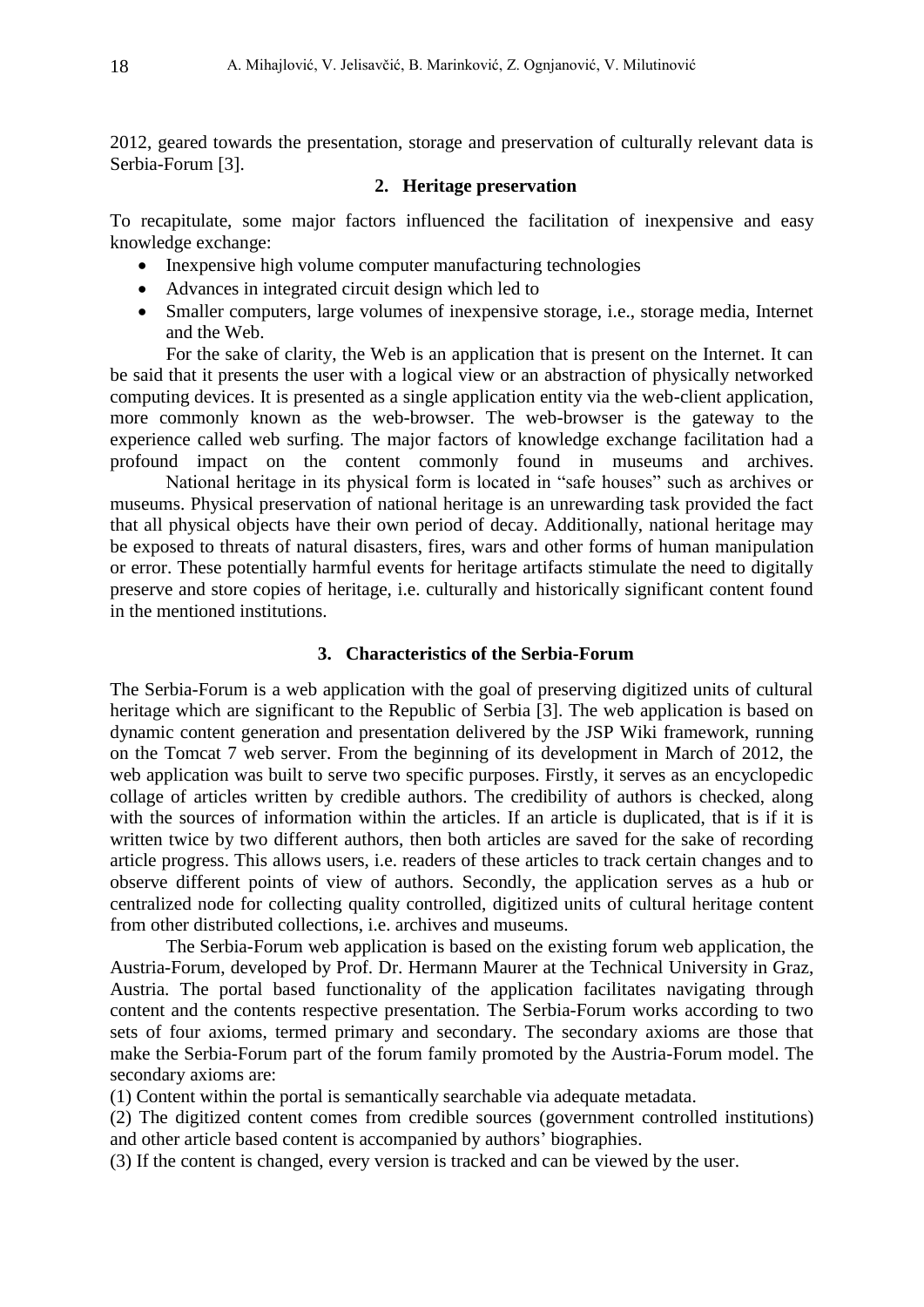2012, geared towards the presentation, storage and preservation of culturally relevant data is Serbia-Forum [3].

## 2. Heritage preservation

To recapitulate, some major factors influenced the facilitation of inexpensive and easy knowledge exchange:

- Inexpensive high volume computer manufacturing technologies
- Advances in integrated circuit design which led to
- Smaller computers, large volumes of inexpensive storage, i.e., storage media, Internet and the Web.

For the sake of clarity, the Web is an application that is present on the Internet. It can be said that it presents the user with a logical view or an abstraction of physically networked computing devices. It is presented as a single application entity via the web-client application, more commonly known as the web-browser. The web-browser is the gateway to the experience called web surfing. The major factors of knowledge exchange facilitation had a profound impact on the content commonly found in museums and archives.

National heritage in its physical form is located in "safe houses" such as archives or museums. Physical preservation of national heritage is an unrewarding task provided the fact that all physical objects have their own period of decay. Additionally, national heritage may be exposed to threats of natural disasters, fires, wars and other forms of human manipulation or error. These potentially harmful events for heritage artifacts stimulate the need to digitally preserve and store copies of heritage, i.e. culturally and historically significant content found in the mentioned institutions.

## 3. Characteristics of the Serbia-Forum

The Serbia-Forum is a web application with the goal of preserving digitized units of cultural heritage which are significant to the Republic of Serbia [3]. The web application is based on dynamic content generation and presentation delivered by the JSP Wiki framework, running on the Tomcat 7 web server. From the beginning of its development in March of 2012, the web application was built to serve two specific purposes. Firstly, it serves as an encyclopedic collage of articles written by credible authors. The credibility of authors is checked, along with the sources of information within the articles. If an article is duplicated, that is if it is written twice by two different authors, then both articles are saved for the sake of recording article progress. This allows users, i.e. readers of these articles to track certain changes and to observe different points of view of authors. Secondly, the application serves as a hub or centralized node for collecting quality controlled, digitized units of cultural heritage content from other distributed collections, i.e. archives and museums.

The Serbia-Forum web application is based on the existing forum web application, the Austria-Forum, developed by Prof. Dr. Hermann Maurer at the Technical University in Graz, Austria. The portal based functionality of the application facilitates navigating through content and the contents respective presentation. The Serbia-Forum works according to two sets of four axioms, termed primary and secondary. The secondary axioms are those that make the Serbia-Forum part of the forum family promoted by the Austria-Forum model. The secondary axioms are:

(1) Content within the portal is semantically searchable via adequate metadata.

(2) The digitized content comes from credible sources (government controlled institutions) and other article based content is accompanied by authors' biographies.

(3) If the content is changed, every version is tracked and can be viewed by the user.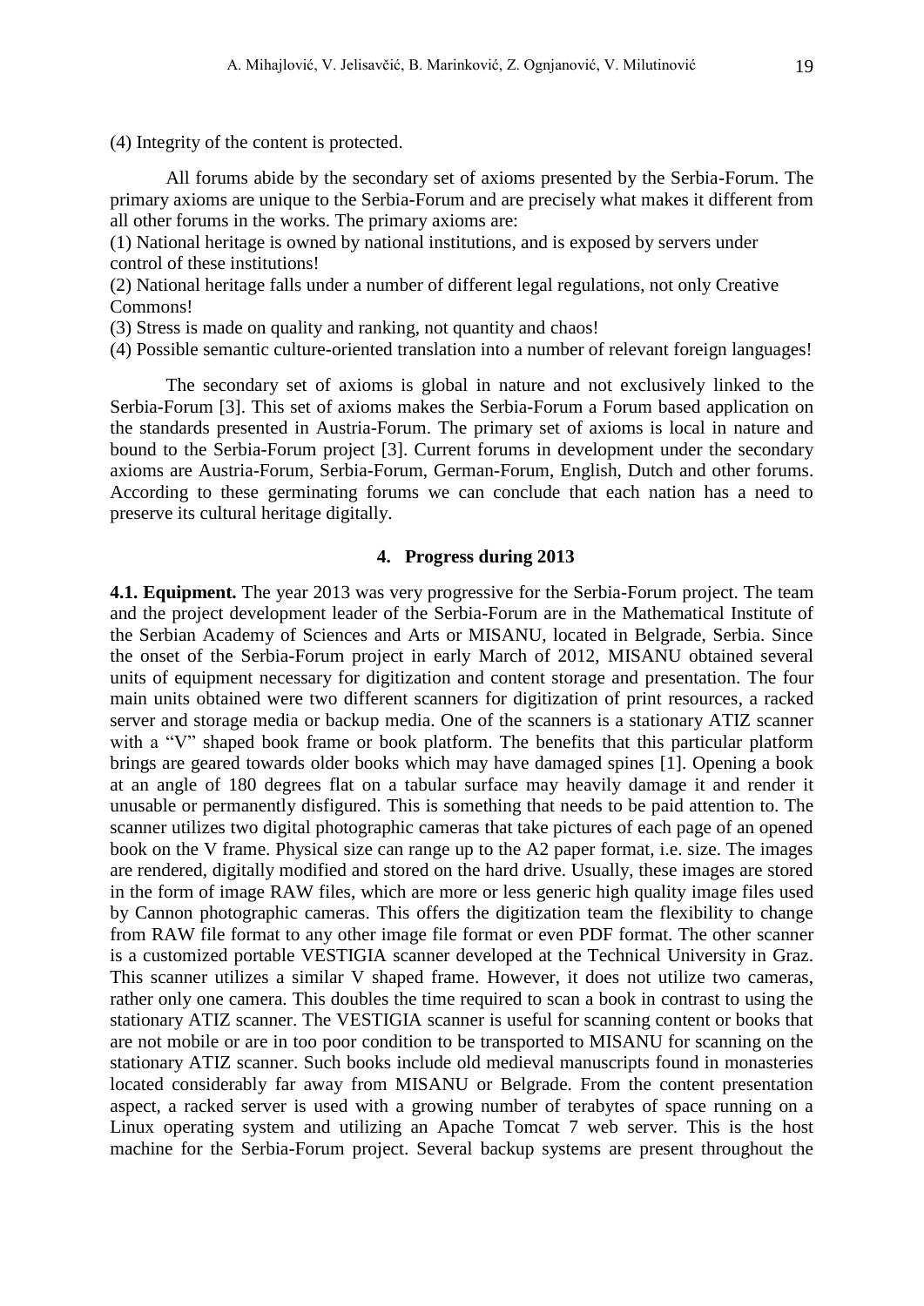(4) Integrity of the content is protected.

All forums abide by the secondary set of axioms presented by the Serbia-Forum. The primary axioms are unique to the Serbia-Forum and are precisely what makes it different from all other forums in the works. The primary axioms are:

(1) National heritage is owned by national institutions, and is exposed by servers under control of these institutions!

(2) National heritage falls under a number of different legal regulations, not only Creative Commons!

(3) Stress is made on quality and ranking, not quantity and chaos!

(4) Possible semantic culture-oriented translation into a number of relevant foreign languages!

The secondary set of axioms is global in nature and not exclusively linked to the Serbia-Forum [3]. This set of axioms makes the Serbia-Forum a Forum based application on the standards presented in Austria-Forum. The primary set of axioms is local in nature and bound to the Serbia-Forum project [3]. Current forums in development under the secondary axioms are Austria-Forum, Serbia-Forum, German-Forum, English, Dutch and other forums. According to these germinating forums we can conclude that each nation has a need to preserve its cultural heritage digitally.

## 4. Progress during 2013

**4.1. Equipment.** The year 2013 was very progressive for the Serbia-Forum project. The team and the project development leader of the Serbia-Forum are in the Mathematical Institute of the Serbian Academy of Sciences and Arts or MISANU, located in Belgrade, Serbia. Since the onset of the Serbia-Forum project in early March of 2012, MISANU obtained several units of equipment necessary for digitization and content storage and presentation. The four main units obtained were two different scanners for digitization of print resources, a racked server and storage media or backup media. One of the scanners is a stationary ATIZ scanner with a "V" shaped book frame or book platform. The benefits that this particular platform brings are geared towards older books which may have damaged spines [1]. Opening a book at an angle of 180 degrees flat on a tabular surface may heavily damage it and render it unusable or permanently disfigured. This is something that needs to be paid attention to. The scanner utilizes two digital photographic cameras that take pictures of each page of an opened book on the V frame. Physical size can range up to the A2 paper format, i.e. size. The images are rendered, digitally modified and stored on the hard drive. Usually, these images are stored in the form of image RAW files, which are more or less generic high quality image files used by Cannon photographic cameras. This offers the digitization team the flexibility to change from RAW file format to any other image file format or even PDF format. The other scanner is a customized portable VESTIGIA scanner developed at the Technical University in Graz. This scanner utilizes a similar V shaped frame. However, it does not utilize two cameras, rather only one camera. This doubles the time required to scan a book in contrast to using the stationary ATIZ scanner. The VESTIGIA scanner is useful for scanning content or books that are not mobile or are in too poor condition to be transported to MISANU for scanning on the stationary ATIZ scanner. Such books include old medieval manuscripts found in monasteries located considerably far away from MISANU or Belgrade. From the content presentation aspect, a racked server is used with a growing number of terabytes of space running on a Linux operating system and utilizing an Apache Tomcat 7 web server. This is the host machine for the Serbia-Forum project. Several backup systems are present throughout the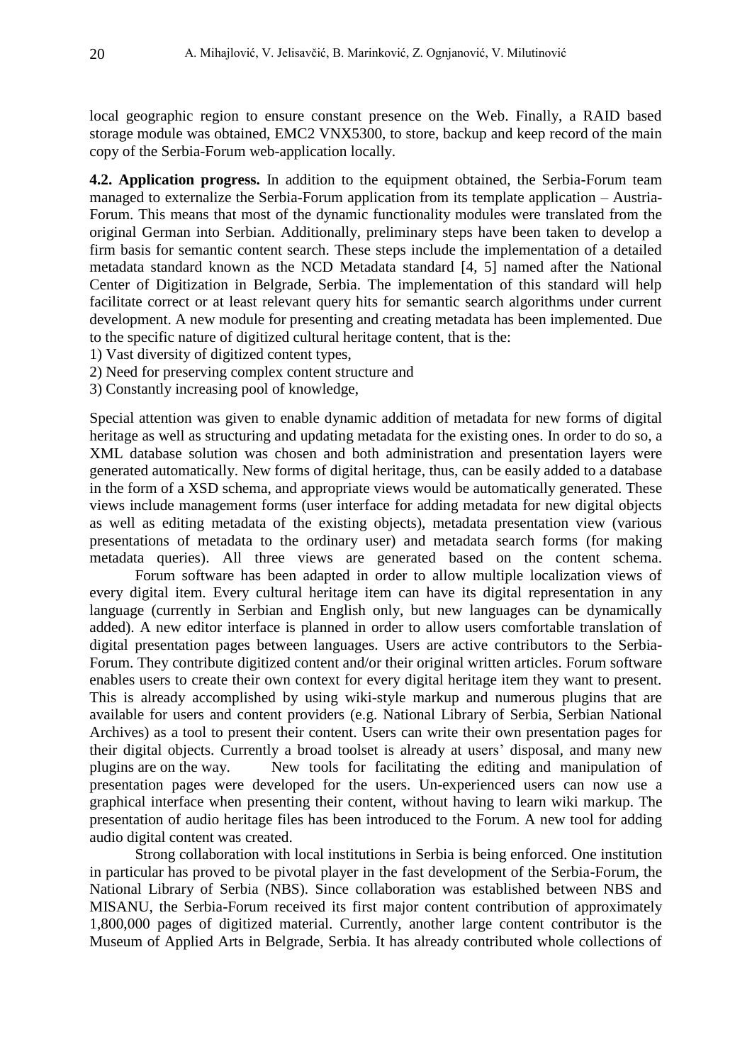local geographic region to ensure constant presence on the Web. Finally, a RAID based storage module was obtained, EMC2 VNX5300, to store, backup and keep record of the main copy of the Serbia-Forum web-application locally.

**4.2. Application progress.** In addition to the equipment obtained, the Serbia-Forum team managed to externalize the Serbia-Forum application from its template application – Austria-Forum. This means that most of the dynamic functionality modules were translated from the original German into Serbian. Additionally, preliminary steps have been taken to develop a firm basis for semantic content search. These steps include the implementation of a detailed metadata standard known as the NCD Metadata standard [4, 5] named after the National Center of Digitization in Belgrade, Serbia. The implementation of this standard will help facilitate correct or at least relevant query hits for semantic search algorithms under current development. A new module for presenting and creating metadata has been implemented. Due to the specific nature of digitized cultural heritage content, that is the:

1) Vast diversity of digitized content types,
2) Need for preserving complex content structure and
3) Constantly increasing pool of knowledge,

Special attention was given to enable dynamic addition of metadata for new forms of digital heritage as well as structuring and updating metadata for the existing ones. In order to do so, a XML database solution was chosen and both administration and presentation layers were generated automatically. New forms of digital heritage, thus, can be easily added to a database in the form of a XSD schema, and appropriate views would be automatically generated. These views include management forms (user interface for adding metadata for new digital objects as well as editing metadata of the existing objects), metadata presentation view (various presentations of metadata to the ordinary user) and metadata search forms (for making metadata queries). All three views are generated based on the content schema.

Forum software has been adapted in order to allow multiple localization views of every digital item. Every cultural heritage item can have its digital representation in any language (currently in Serbian and English only, but new languages can be dynamically added). A new editor interface is planned in order to allow users comfortable translation of digital presentation pages between languages. Users are active contributors to the Serbia-Forum. They contribute digitized content and/or their original written articles. Forum software enables users to create their own context for every digital heritage item they want to present. This is already accomplished by using wiki-style markup and numerous plugins that are available for users and content providers (e.g. National Library of Serbia, Serbian National Archives) as a tool to present their content. Users can write their own presentation pages for their digital objects. Currently a broad toolset is already at users' disposal, and many new plugins are on the way. New tools for facilitating the editing and manipulation of presentation pages were developed for the users. Un-experienced users can now use a graphical interface when presenting their content, without having to learn wiki markup. The presentation of audio heritage files has been introduced to the Forum. A new tool for adding audio digital content was created.

Strong collaboration with local institutions in Serbia is being enforced. One institution in particular has proved to be pivotal player in the fast development of the Serbia-Forum, the National Library of Serbia (NBS). Since collaboration was established between NBS and MISANU, the Serbia-Forum received its first major content contribution of approximately 1,800,000 pages of digitized material. Currently, another large content contributor is the Museum of Applied Arts in Belgrade, Serbia. It has already contributed whole collections of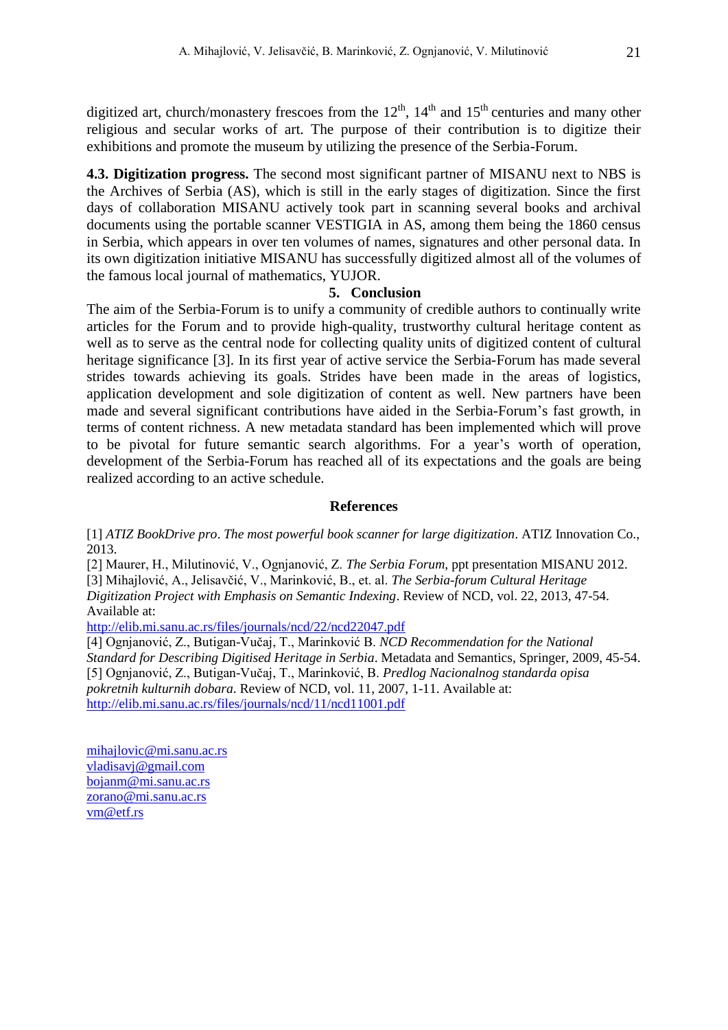digitized art, church/monastery frescoes from the 12th, 14th and 15th centuries and many other religious and secular works of art. The purpose of their contribution is to digitize their exhibitions and promote the museum by utilizing the presence of the Serbia-Forum.

**4.3. Digitization progress.** The second most significant partner of MISANU next to NBS is the Archives of Serbia (AS), which is still in the early stages of digitization. Since the first days of collaboration MISANU actively took part in scanning several books and archival documents using the portable scanner VESTIGIA in AS, among them being the 1860 census in Serbia, which appears in over ten volumes of names, signatures and other personal data. In its own digitization initiative MISANU has successfully digitized almost all of the volumes of the famous local journal of mathematics, YUJOR.

## 5. Conclusion

The aim of the Serbia-Forum is to unify a community of credible authors to continually write articles for the Forum and to provide high-quality, trustworthy cultural heritage content as well as to serve as the central node for collecting quality units of digitized content of cultural heritage significance [3]. In its first year of active service the Serbia-Forum has made several strides towards achieving its goals. Strides have been made in the areas of logistics, application development and sole digitization of content as well. New partners have been made and several significant contributions have aided in the Serbia-Forum's fast growth, in terms of content richness. A new metadata standard has been implemented which will prove to be pivotal for future semantic search algorithms. For a year's worth of operation, development of the Serbia-Forum has reached all of its expectations and the goals are being realized according to an active schedule.

## References

[1] *ATIZ BookDrive pro*. *The most powerful book scanner for large digitization*. ATIZ Innovation Co., 2013.

[2] Maurer, H., Milutinović, V., Ognjanović, Z. *The Serbia Forum*, ppt presentation MISANU 2012.

[3] Mihajlović, A., Jelisavčić, V., Marinković, B., et. al. *The Serbia-forum Cultural Heritage Digitization Project with Emphasis on Semantic Indexing*. Review of NCD, vol. 22, 2013, 47-54. Available at:
http://elib.mi.sanu.ac.rs/files/journals/ncd/22/ncd22047.pdf

[4] Ognjanović, Z., Butigan-Vučaj, T., Marinković B. *NCD Recommendation for the National Standard for Describing Digitised Heritage in Serbia*. Metadata and Semantics, Springer, 2009, 45-54.

[5] Ognjanović, Z., Butigan-Vučaj, T., Marinković, B. *Predlog Nacionalnog standarda opisa pokretnih kulturnih dobara*. Review of NCD, vol. 11, 2007, 1-11. Available at:
http://elib.mi.sanu.ac.rs/files/journals/ncd/11/ncd11001.pdf

mihajlovic@mi.sanu.ac.rs
vladisavj@gmail.com
bojanm@mi.sanu.ac.rs
zorano@mi.sanu.ac.rs
vm@etf.rs